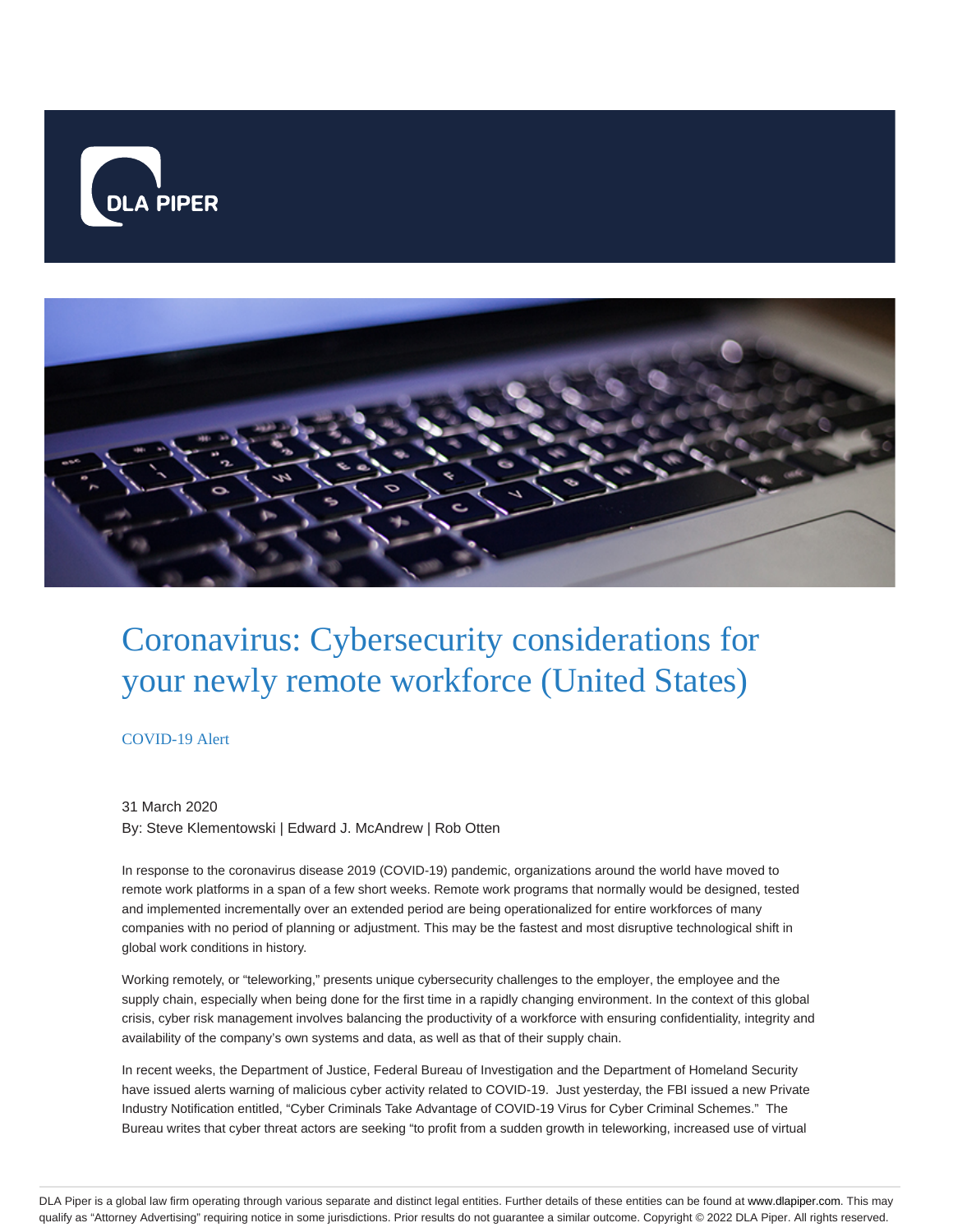# Coronavirus: Cybersecurity considerations for your newly remote workforce (United States)

COVID-19 Alert

31 March 2020

By: Steve Klementowski | Edward J. McAndrew | Rob Otten

In response to the coronavirus disease 2019 (COVID-19) pandemic, organizations around the world have moved to remote work platforms in a span of a few short weeks. Remote work programs that normally would be designed, tested and implemented incrementally over an extended period are being operationalized for entire workforces of many companies with no period of planning or adjustment. This may be the fastest and most disruptive technological shift in global work conditions in history.

Working remotely, or "teleworking," presents unique cybersecurity challenges to the employer, the employee and the supply chain, especially when being done for the first time in a rapidly changing environment. In the context of this global crisis, cyber risk management involves balancing the productivity of a workforce with ensuring confidentiality, integrity and availability of the company's own systems and data, as well as that of their supply chain.

In recent weeks, the Department of Justice, Federal Bureau of Investigation and the Department of Homeland Security have issued alerts warning of malicious cyber activity related to COVID-19. Just yesterday, the FBI issued a new Private Industry Notification entitled, "Cyber Criminals Take Advantage of COVID-19 Virus for Cyber Criminal Schemes." The Bureau writes that cyber threat actors are seeking "to profit from a sudden growth in teleworking, increased use of virtual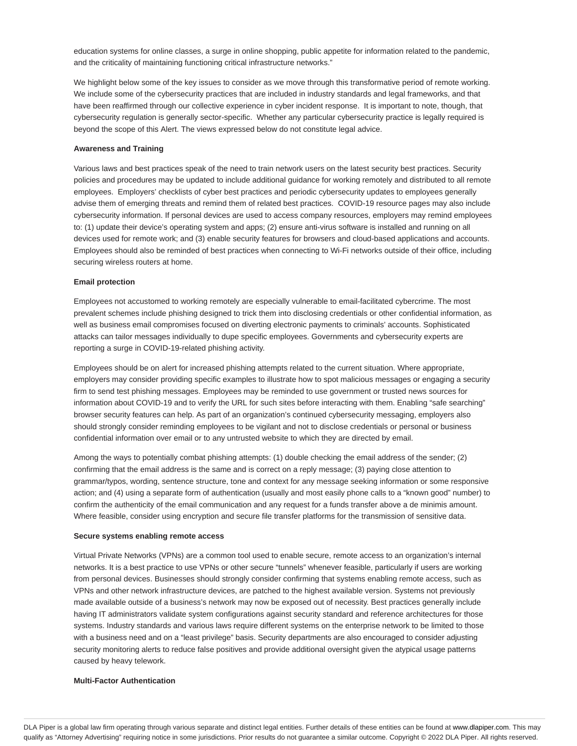education systems for online classes, a surge in online shopping, public appetite for information related to the pandemic, and the criticality of maintaining functioning critical infrastructure networks."

We highlight below some of the key issues to consider as we move through this transformative period of remote working. We include some of the cybersecurity practices that are included in industry standards and legal frameworks, and that have been reaffirmed through our collective experience in cyber incident response. It is important to note, though, that cybersecurity regulation is generally sector-specific. Whether any particular cybersecurity practice is legally required is beyond the scope of this Alert. The views expressed below do not constitute legal advice.

**Awareness and Training**

Various laws and best practices speak of the need to train network users on the latest security best practices. Security policies and procedures may be updated to include additional guidance for working remotely and distributed to all remote employees. Employers' checklists of cyber best practices and periodic cybersecurity updates to employees generally advise them of emerging threats and remind them of related best practices. COVID-19 resource pages may also include cybersecurity information. If personal devices are used to access company resources, employers may remind employees to: (1) update their device's operating system and apps; (2) ensure anti-virus software is installed and running on all devices used for remote work; and (3) enable security features for browsers and cloud-based applications and accounts. Employees should also be reminded of best practices when connecting to Wi-Fi networks outside of their office, including securing wireless routers at home.

**Email protection**

Employees not accustomed to working remotely are especially vulnerable to email-facilitated cybercrime. The most prevalent schemes include phishing designed to trick them into disclosing credentials or other confidential information, as well as business email compromises focused on diverting electronic payments to criminals' accounts. Sophisticated attacks can tailor messages individually to dupe specific employees. Governments and cybersecurity experts are reporting a surge in COVID-19-related phishing activity.

Employees should be on alert for increased phishing attempts related to the current situation. Where appropriate, employers may consider providing specific examples to illustrate how to spot malicious messages or engaging a security firm to send test phishing messages. Employees may be reminded to use government or trusted news sources for information about COVID-19 and to verify the URL for such sites before interacting with them. Enabling "safe searching" browser security features can help. As part of an organization's continued cybersecurity messaging, employers also should strongly consider reminding employees to be vigilant and not to disclose credentials or personal or business confidential information over email or to any untrusted website to which they are directed by email.

Among the ways to potentially combat phishing attempts: (1) double checking the email address of the sender; (2) confirming that the email address is the same and is correct on a reply message; (3) paying close attention to grammar/typos, wording, sentence structure, tone and context for any message seeking information or some responsive action; and (4) using a separate form of authentication (usually and most easily phone calls to a "known good" number) to confirm the authenticity of the email communication and any request for a funds transfer above a de minimis amount. Where feasible, consider using encryption and secure file transfer platforms for the transmission of sensitive data.

**Secure systems enabling remote access**

Virtual Private Networks (VPNs) are a common tool used to enable secure, remote access to an organization's internal networks. It is a best practice to use VPNs or other secure "tunnels" whenever feasible, particularly if users are working from personal devices. Businesses should strongly consider confirming that systems enabling remote access, such as VPNs and other network infrastructure devices, are patched to the highest available version. Systems not previously made available outside of a business's network may now be exposed out of necessity. Best practices generally include having IT administrators validate system configurations against security standard and reference architectures for those systems. Industry standards and various laws require different systems on the enterprise network to be limited to those with a business need and on a "least privilege" basis. Security departments are also encouraged to consider adjusting security monitoring alerts to reduce false positives and provide additional oversight given the atypical usage patterns caused by heavy telework.

**Multi-Factor Authentication**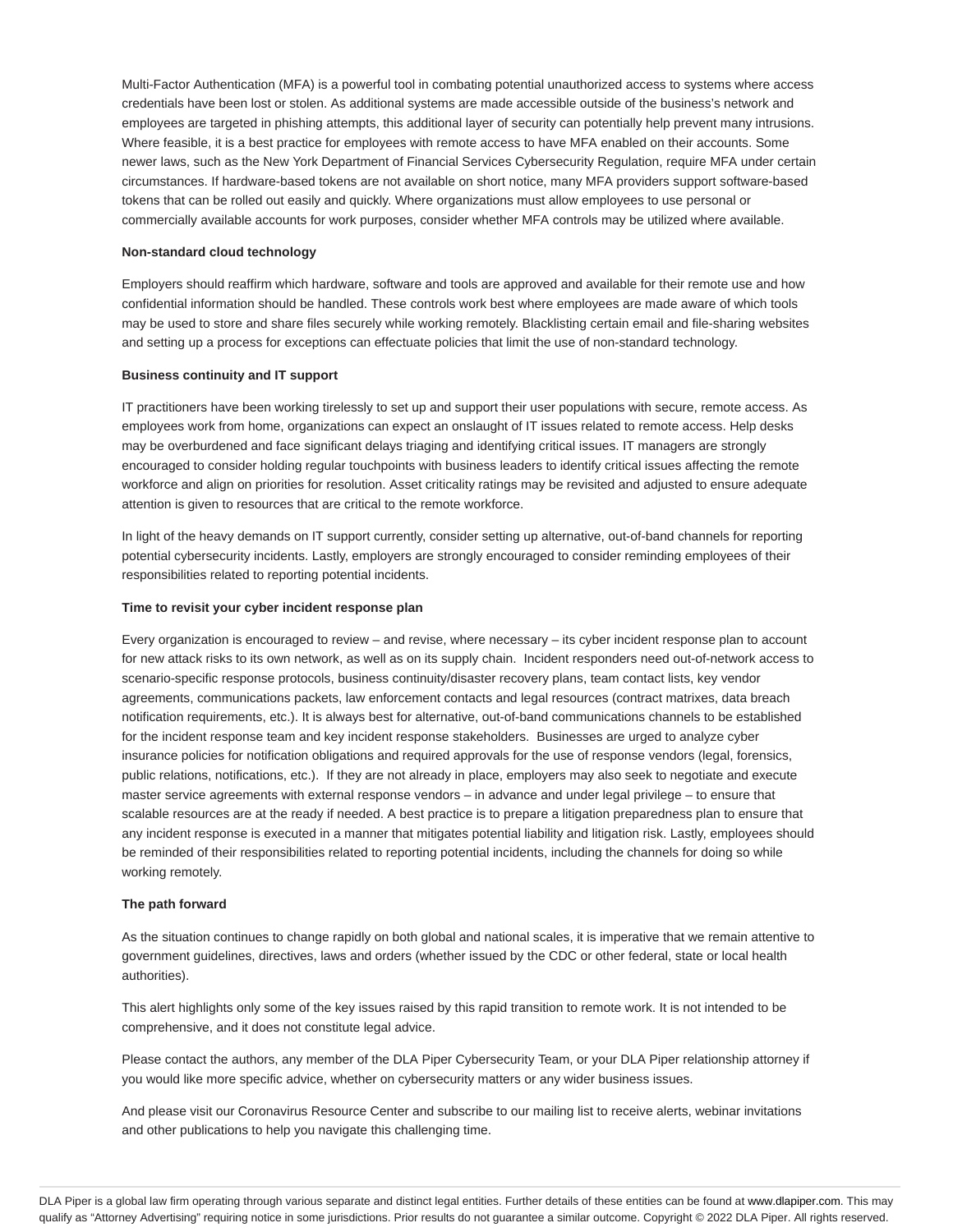Multi-Factor Authentication (MFA) is a powerful tool in combating potential unauthorized access to systems where access credentials have been lost or stolen. As additional systems are made accessible outside of the business's network and employees are targeted in phishing attempts, this additional layer of security can potentially help prevent many intrusions. Where feasible, it is a best practice for employees with remote access to have MFA enabled on their accounts. Some newer laws, such as the New York Department of Financial Services Cybersecurity Regulation, require MFA under certain circumstances. If hardware-based tokens are not available on short notice, many MFA providers support software-based tokens that can be rolled out easily and quickly. Where organizations must allow employees to use personal or commercially available accounts for work purposes, consider whether MFA controls may be utilized where available.

**Non-standard cloud technology**

Employers should reaffirm which hardware, software and tools are approved and available for their remote use and how confidential information should be handled. These controls work best where employees are made aware of which tools may be used to store and share files securely while working remotely. Blacklisting certain email and file-sharing websites and setting up a process for exceptions can effectuate policies that limit the use of non-standard technology.

**Business continuity and IT support**

IT practitioners have been working tirelessly to set up and support their user populations with secure, remote access. As employees work from home, organizations can expect an onslaught of IT issues related to remote access. Help desks may be overburdened and face significant delays triaging and identifying critical issues. IT managers are strongly encouraged to consider holding regular touchpoints with business leaders to identify critical issues affecting the remote workforce and align on priorities for resolution. Asset criticality ratings may be revisited and adjusted to ensure adequate attention is given to resources that are critical to the remote workforce.

In light of the heavy demands on IT support currently, consider setting up alternative, out-of-band channels for reporting potential cybersecurity incidents. Lastly, employers are strongly encouraged to consider reminding employees of their responsibilities related to reporting potential incidents.

**Time to revisit your cyber incident response plan**

Every organization is encouraged to review – and revise, where necessary – its cyber incident response plan to account for new attack risks to its own network, as well as on its supply chain. Incident responders need out-of-network access to scenario-specific response protocols, business continuity/disaster recovery plans, team contact lists, key vendor agreements, communications packets, law enforcement contacts and legal resources (contract matrixes, data breach notification requirements, etc.). It is always best for alternative, out-of-band communications channels to be established for the incident response team and key incident response stakeholders. Businesses are urged to analyze cyber insurance policies for notification obligations and required approvals for the use of response vendors (legal, forensics, public relations, notifications, etc.). If they are not already in place, employers may also seek to negotiate and execute master service agreements with external response vendors – in advance and under legal privilege – to ensure that scalable resources are at the ready if needed. A best practice is to prepare a litigation preparedness plan to ensure that any incident response is executed in a manner that mitigates potential liability and litigation risk. Lastly, employees should be reminded of their responsibilities related to reporting potential incidents, including the channels for doing so while working remotely.

**The path forward**

As the situation continues to change rapidly on both global and national scales, it is imperative that we remain attentive to government guidelines, directives, laws and orders (whether issued by the CDC or other federal, state or local health authorities).

This alert highlights only some of the key issues raised by this rapid transition to remote work. It is not intended to be comprehensive, and it does not constitute legal advice.

Please contact the authors, any member of the DLA Piper Cybersecurity Team, or your DLA Piper relationship attorney if you would like more specific advice, whether on cybersecurity matters or any wider business issues.

And please visit our Coronavirus Resource Center and subscribe to our mailing list to receive alerts, webinar invitations and other publications to help you navigate this challenging time.

DLA Piper is a global law firm operating through various separate and distinct legal entities. Further details of these entities can be found at www.dlapiper.com. This may qualify as "Attorney Advertising" requiring notice in some jurisdictions. Prior results do not guarantee a similar outcome. Copyright © 2022 DLA Piper. All rights reserved.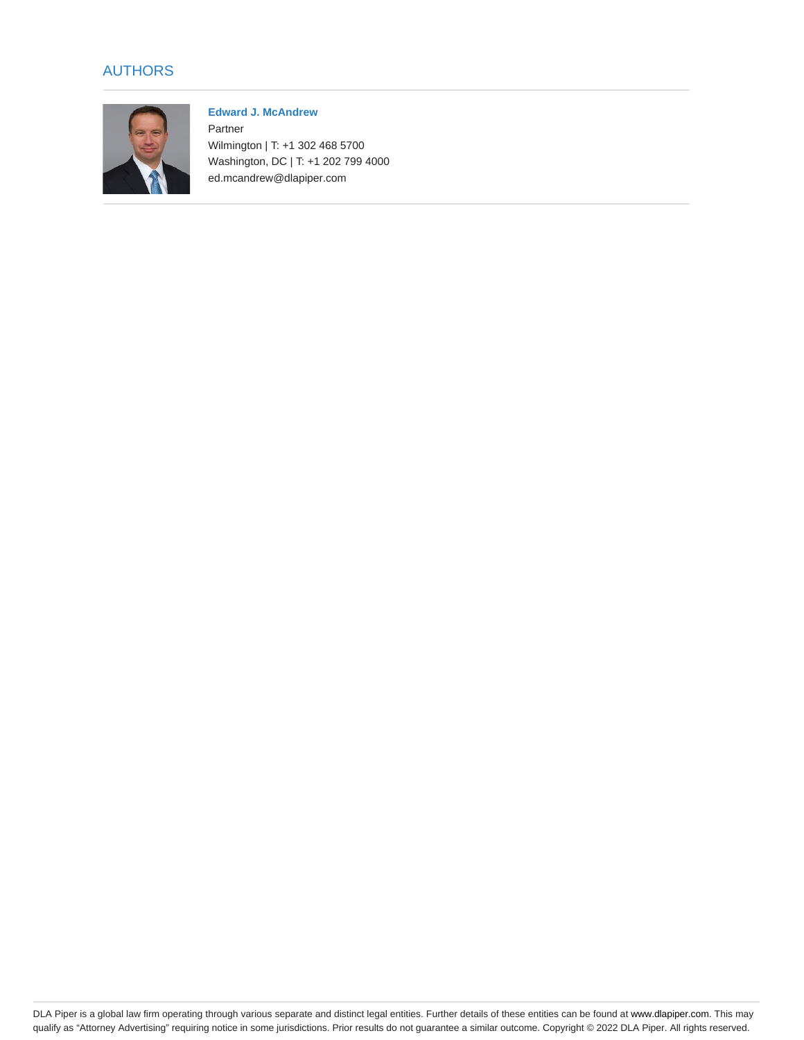## AUTHORS

**Edward J. McAndrew**
Partner
Wilmington | T: +1 302 468 5700
Washington, DC | T: +1 202 799 4000
ed.mcandrew@dlapiper.com

DLA Piper is a global law firm operating through various separate and distinct legal entities. Further details of these entities can be found at www.dlapiper.com. This may qualify as "Attorney Advertising" requiring notice in some jurisdictions. Prior results do not guarantee a similar outcome. Copyright © 2022 DLA Piper. All rights reserved.